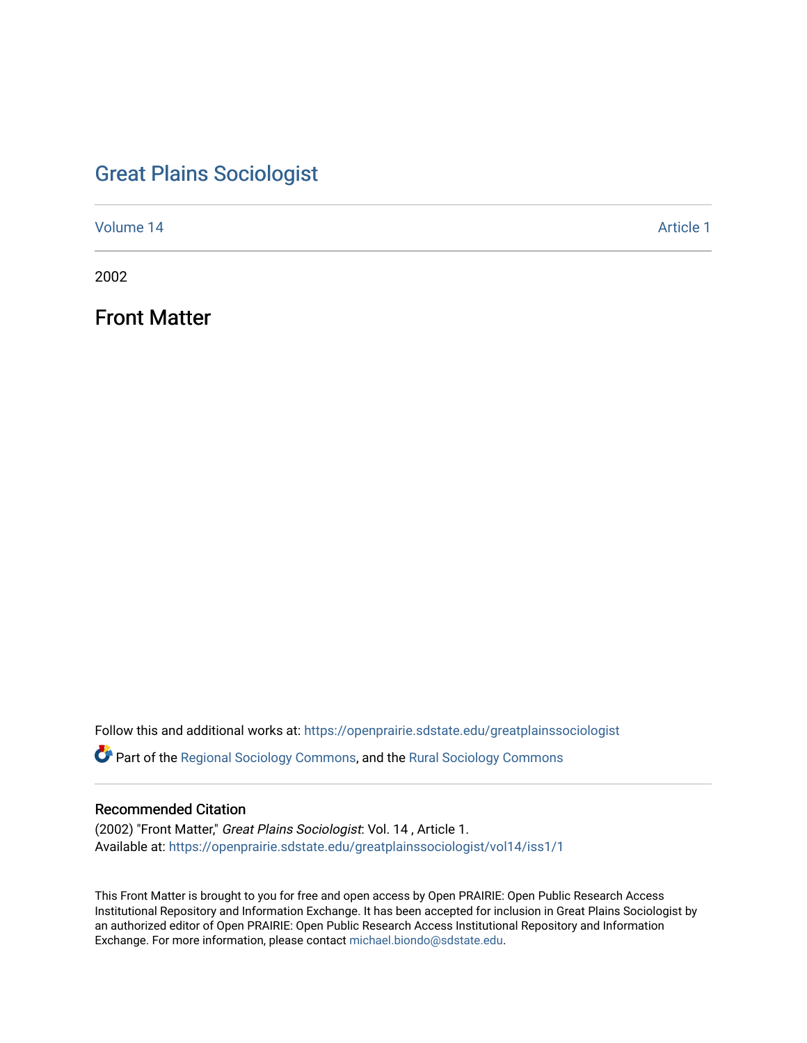# Great Plains Sociologist

Volume 14 Article 1

2002

## Front Matter

Follow this and additional works at: https://openprairie.sdstate.edu/greatplainssociologist

Part of the Regional Sociology Commons, and the Rural Sociology Commons

### Recommended Citation

(2002) "Front Matter," *Great Plains Sociologist*: Vol. 14 , Article 1.
Available at: https://openprairie.sdstate.edu/greatplainssociologist/vol14/iss1/1

This Front Matter is brought to you for free and open access by Open PRAIRIE: Open Public Research Access Institutional Repository and Information Exchange. It has been accepted for inclusion in Great Plains Sociologist by an authorized editor of Open PRAIRIE: Open Public Research Access Institutional Repository and Information Exchange. For more information, please contact michael.biondo@sdstate.edu.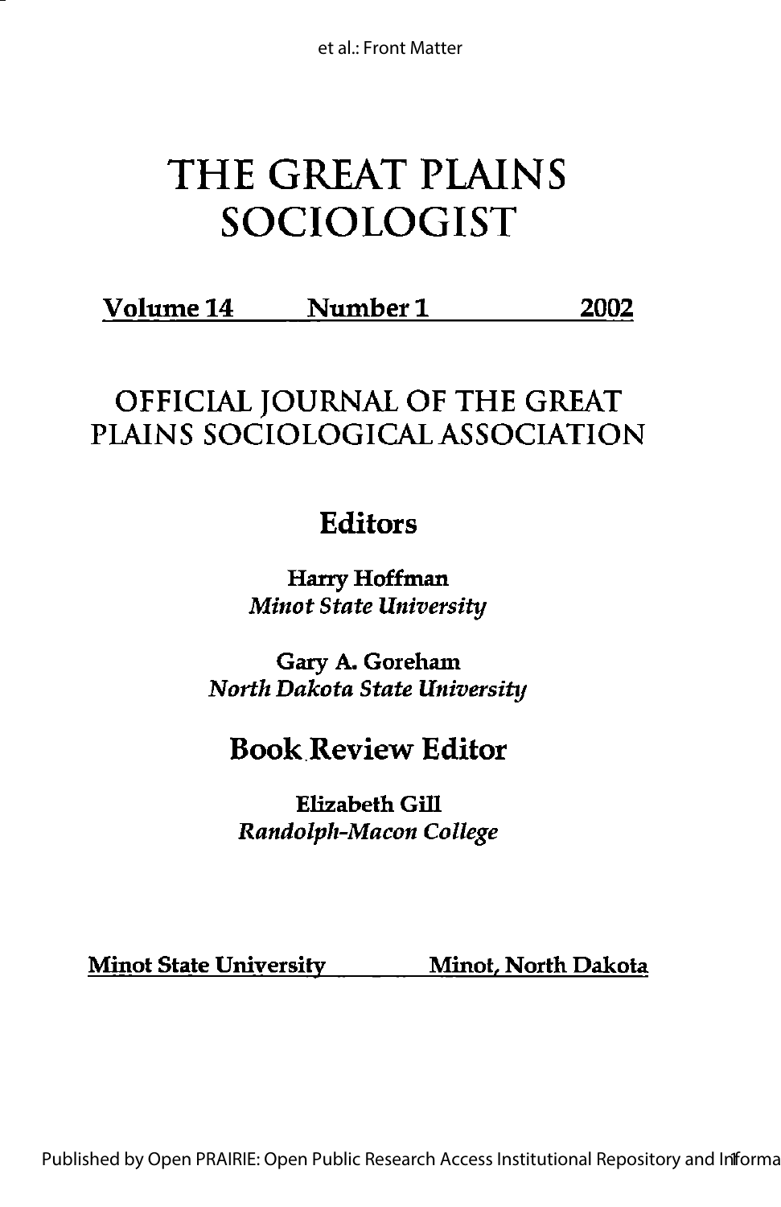# THE GREAT PLAINS SOCIOLOGIST

**Volume 14 Number 1 2002**

## OFFICIAL JOURNAL OF THE GREAT PLAINS SOCIOLOGICAL ASSOCIATION

## Editors

**Harry Hoffman**
*Minot State University*

**Gary A. Goreham**
*North Dakota State University*

## Book Review Editor

**Elizabeth Gill**
*Randolph-Macon College*

**Minot State University Minot, North Dakota**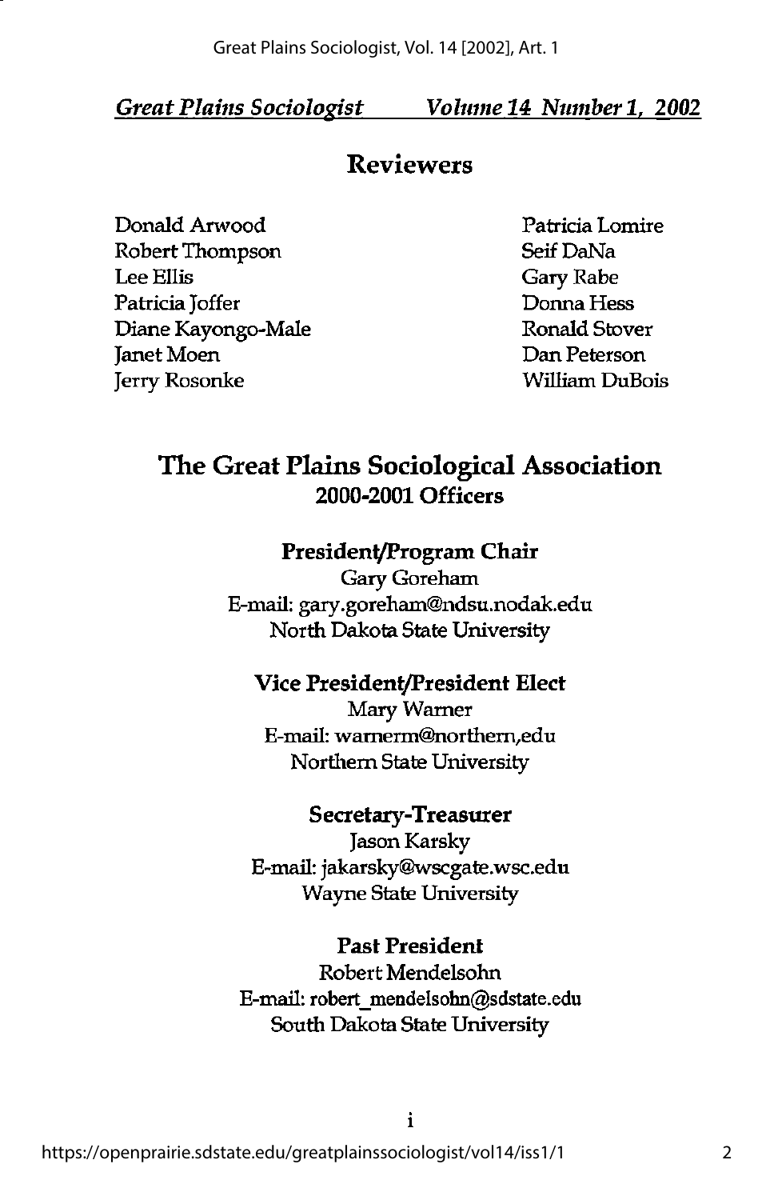# Reviewers

Donald Arwood
Robert Thompson
Lee Ellis
Patricia Joffer
Diane Kayongo-Male
Janet Moen
Jerry Rosonke
Patricia Lomire
Seif DaNa
Gary Rabe
Donna Hess
Ronald Stover
Dan Peterson
William DuBois

# The Great Plains Sociological Association
## 2000-2001 Officers

### President/Program Chair

Gary Goreham
E-mail: gary.goreham@ndsu.nodak.edu
North Dakota State University

### Vice President/President Elect

Mary Warner
E-mail: warnerm@northern,edu
Northern State University

### Secretary-Treasurer

Jason Karsky
E-mail: jakarsky@wscgate.wsc.edu
Wayne State University

### Past President

Robert Mendelsohn
E-mail: robert_mendelsohn@sdstate.edu
South Dakota State University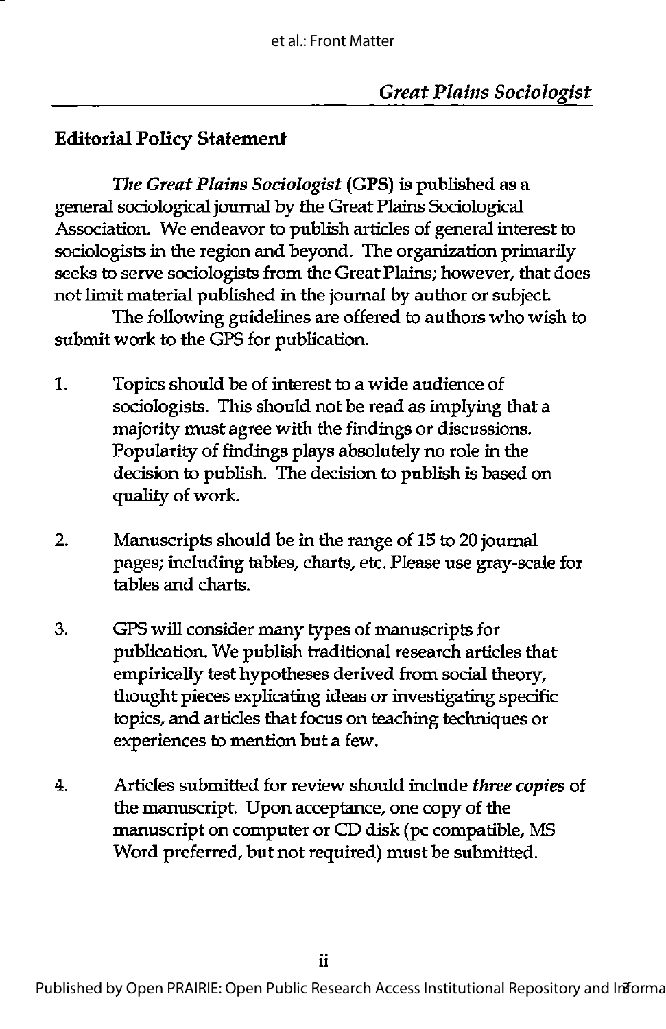## Editorial Policy Statement

*The Great Plains Sociologist* (GPS) is published as a general sociological journal by the Great Plains Sociological Association. We endeavor to publish articles of general interest to sociologists in the region and beyond. The organization primarily seeks to serve sociologists from the Great Plains; however, that does not limit material published in the journal by author or subject.

The following guidelines are offered to authors who wish to submit work to the GPS for publication.

1. Topics should be of interest to a wide audience of sociologists. This should not be read as implying that a majority must agree with the findings or discussions. Popularity of findings plays absolutely no role in the decision to publish. The decision to publish is based on quality of work.

2. Manuscripts should be in the range of 15 to 20 journal pages; including tables, charts, etc. Please use gray-scale for tables and charts.

3. GPS will consider many types of manuscripts for publication. We publish traditional research articles that empirically test hypotheses derived from social theory, thought pieces explicating ideas or investigating specific topics, and articles that focus on teaching techniques or experiences to mention but a few.

4. Articles submitted for review should include *three copies* of the manuscript. Upon acceptance, one copy of the manuscript on computer or CD disk (pc compatible, MS Word preferred, but not required) must be submitted.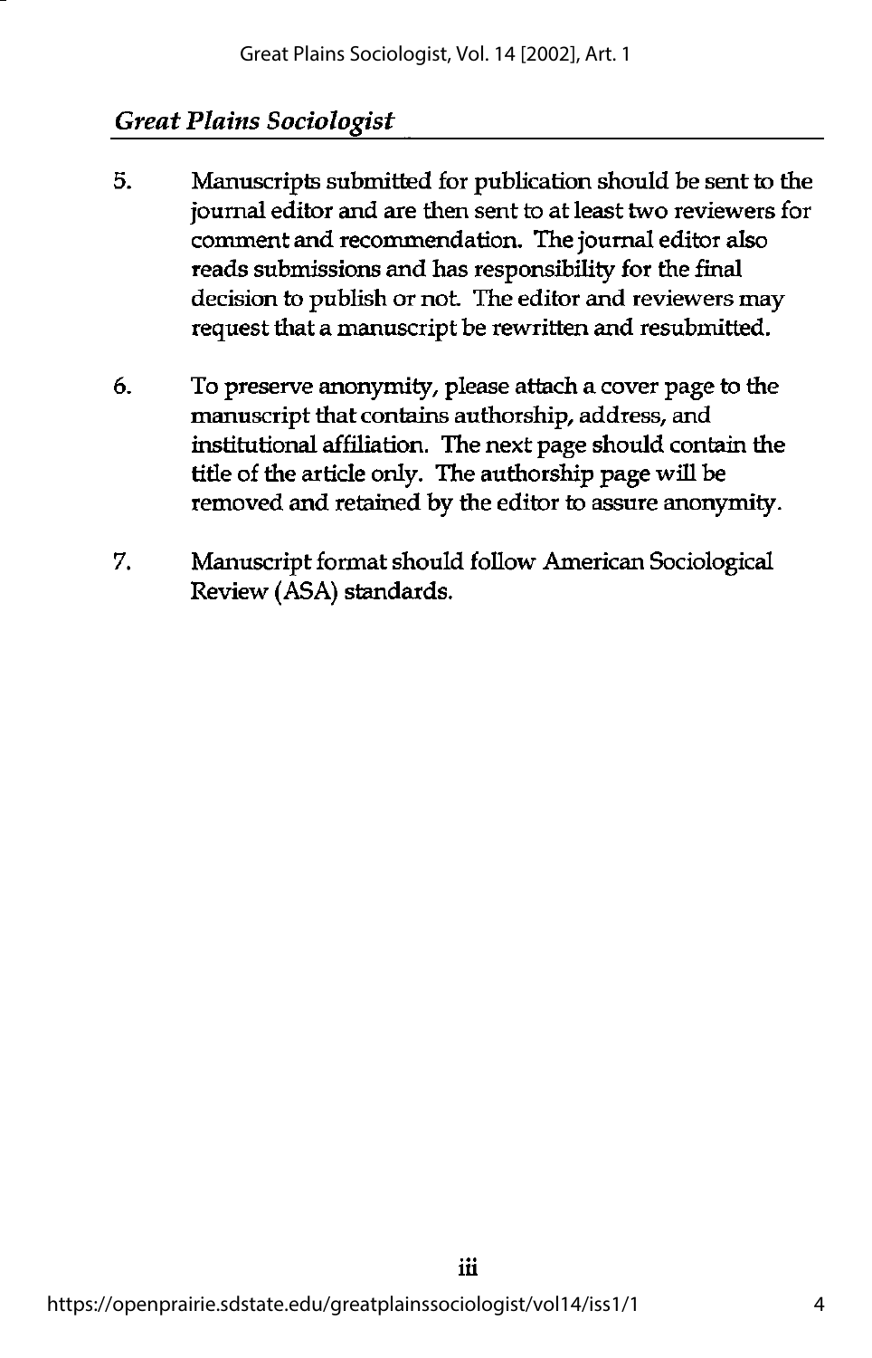5. Manuscripts submitted for publication should be sent to the journal editor and are then sent to at least two reviewers for comment and recommendation. The journal editor also reads submissions and has responsibility for the final decision to publish or not. The editor and reviewers may request that a manuscript be rewritten and resubmitted.

6. To preserve anonymity, please attach a cover page to the manuscript that contains authorship, address, and institutional affiliation. The next page should contain the title of the article only. The authorship page will be removed and retained by the editor to assure anonymity.

7. Manuscript format should follow American Sociological Review (ASA) standards.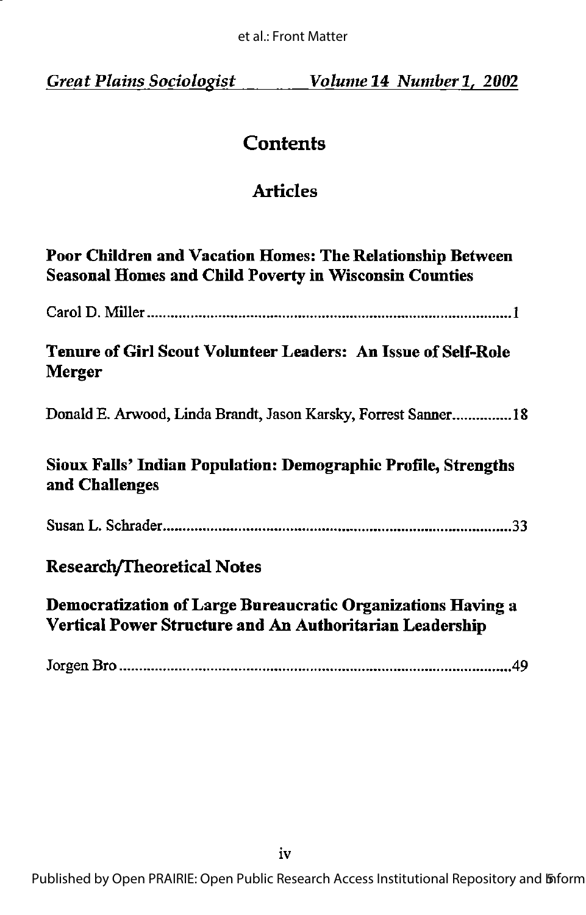# Contents

## Articles

**Poor Children and Vacation Homes: The Relationship Between Seasonal Homes and Child Poverty in Wisconsin Counties**

Carol D. Miller ........................................................................................ 1

**Tenure of Girl Scout Volunteer Leaders: An Issue of Self-Role Merger**

Donald E. Arwood, Linda Brandt, Jason Karsky, Forrest Sanner............... 18

**Sioux Falls' Indian Population: Demographic Profile, Strengths and Challenges**

Susan L. Schrader...................................................................................... 33

## Research/Theoretical Notes

**Democratization of Large Bureaucratic Organizations Having a Vertical Power Structure and An Authoritarian Leadership**

Jorgen Bro ................................................................................................. 49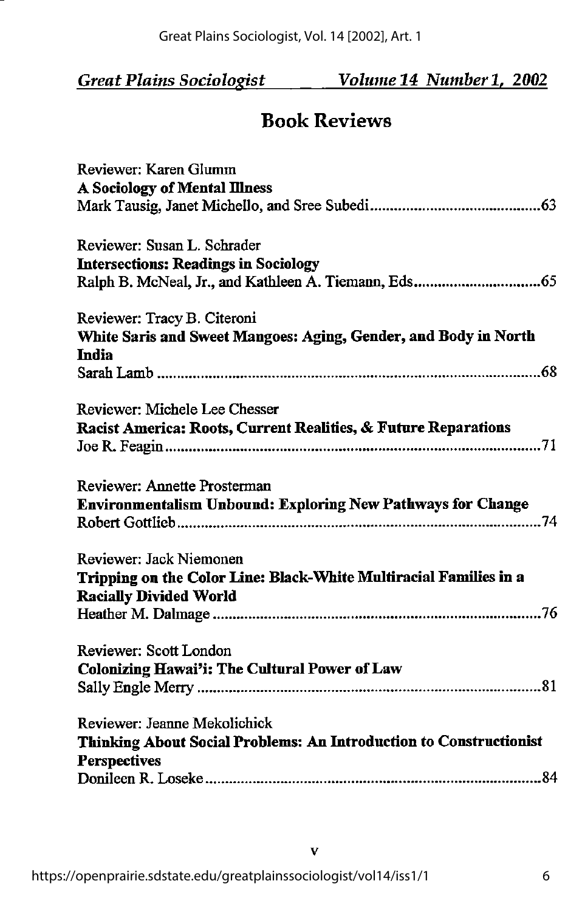## Book Reviews

Reviewer: Karen Glumm
**A Sociology of Mental Illness**
Mark Tausig, Janet Michello, and Sree Subedi............................................63

Reviewer: Susan L. Schrader
**Intersections: Readings in Sociology**
Ralph B. McNeal, Jr., and Kathleen A. Tiemann, Eds................................65

Reviewer: Tracy B. Citeroni
**White Saris and Sweet Mangoes: Aging, Gender, and Body in North India**
Sarah Lamb ..................................................................................................68

Reviewer: Michele Lee Chesser
**Racist America: Roots, Current Realities, & Future Reparations**
Joe R. Feagin...............................................................................................71

Reviewer: Annette Prosterman
**Environmentalism Unbound: Exploring New Pathways for Change**
Robert Gottlieb............................................................................................74

Reviewer: Jack Niemonen
**Tripping on the Color Line: Black-White Multiracial Families in a Racially Divided World**
Heather M. Dalmage ...................................................................................76

Reviewer: Scott London
**Colonizing Hawai'i: The Cultural Power of Law**
Sally Engle Merry ........................................................................................81

Reviewer: Jeanne Mekolichick
**Thinking About Social Problems: An Introduction to Constructionist Perspectives**
Donileen R. Loseke......................................................................................84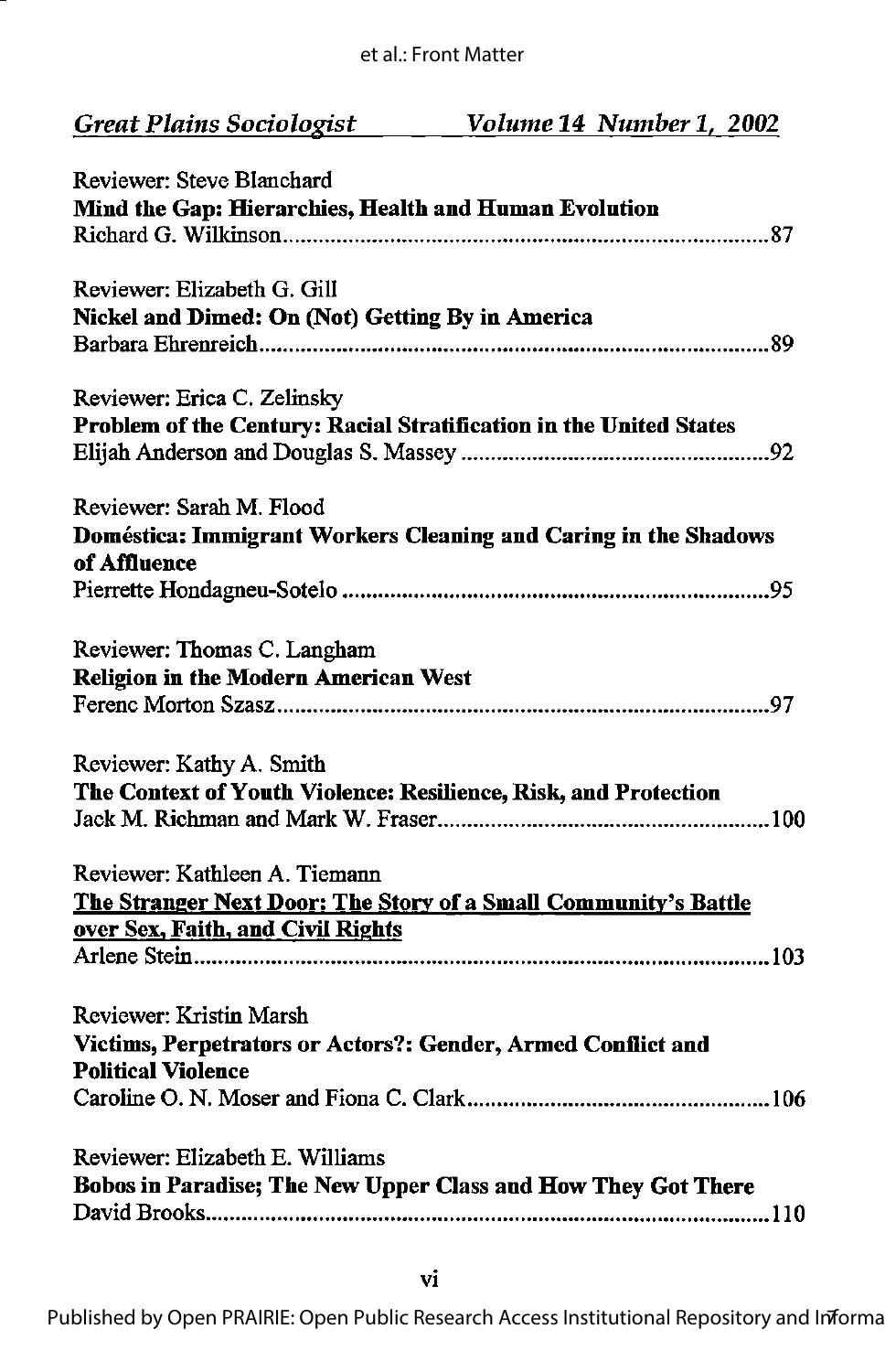Reviewer: Steve Blanchard
**Mind the Gap: Hierarchies, Health and Human Evolution**
Richard G. Wilkinson....................................................................................87

Reviewer: Elizabeth G. Gill
**Nickel and Dimed: On (Not) Getting By in America**
Barbara Ehrenreich......................................................................................89

Reviewer: Erica C. Zelinsky
**Problem of the Century: Racial Stratification in the United States**
Elijah Anderson and Douglas S. Massey .....................................................92

Reviewer: Sarah M. Flood
**Doméstica: Immigrant Workers Cleaning and Caring in the Shadows of Affluence**
Pierrette Hondagneu-Sotelo .........................................................................95

Reviewer: Thomas C. Langham
**Religion in the Modern American West**
Ferenc Morton Szasz....................................................................................97

Reviewer: Kathy A. Smith
**The Context of Youth Violence: Resilience, Risk, and Protection**
Jack M. Richman and Mark W. Fraser........................................................100

Reviewer: Kathleen A. Tiemann
**The Stranger Next Door: The Story of a Small Community's Battle over Sex, Faith, and Civil Rights**
Arlene Stein..................................................................................................103

Reviewer: Kristin Marsh
**Victims, Perpetrators or Actors?: Gender, Armed Conflict and Political Violence**
Caroline O. N. Moser and Fiona C. Clark....................................................106

Reviewer: Elizabeth E. Williams
**Bobos in Paradise; The New Upper Class and How They Got There**
David Brooks................................................................................................110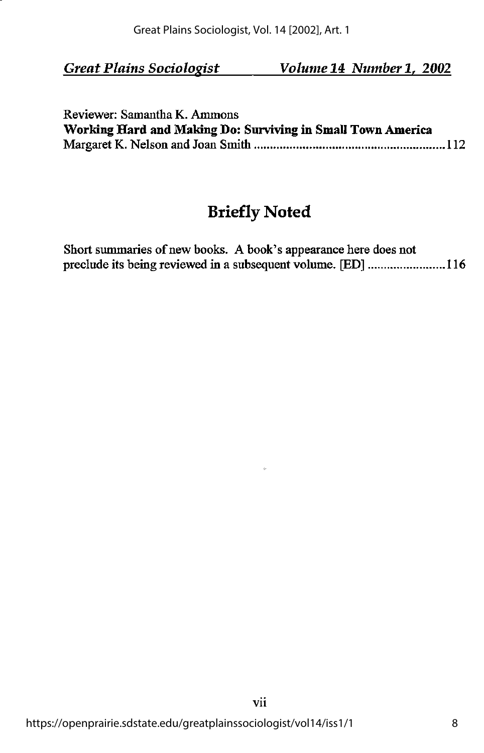Reviewer: Samantha K. Ammons
**Working Hard and Making Do: Surviving in Small Town America**
Margaret K. Nelson and Joan Smith .......................................................... 112

## Briefly Noted

Short summaries of new books. A book's appearance here does not preclude its being reviewed in a subsequent volume. [ED] ........................ 116